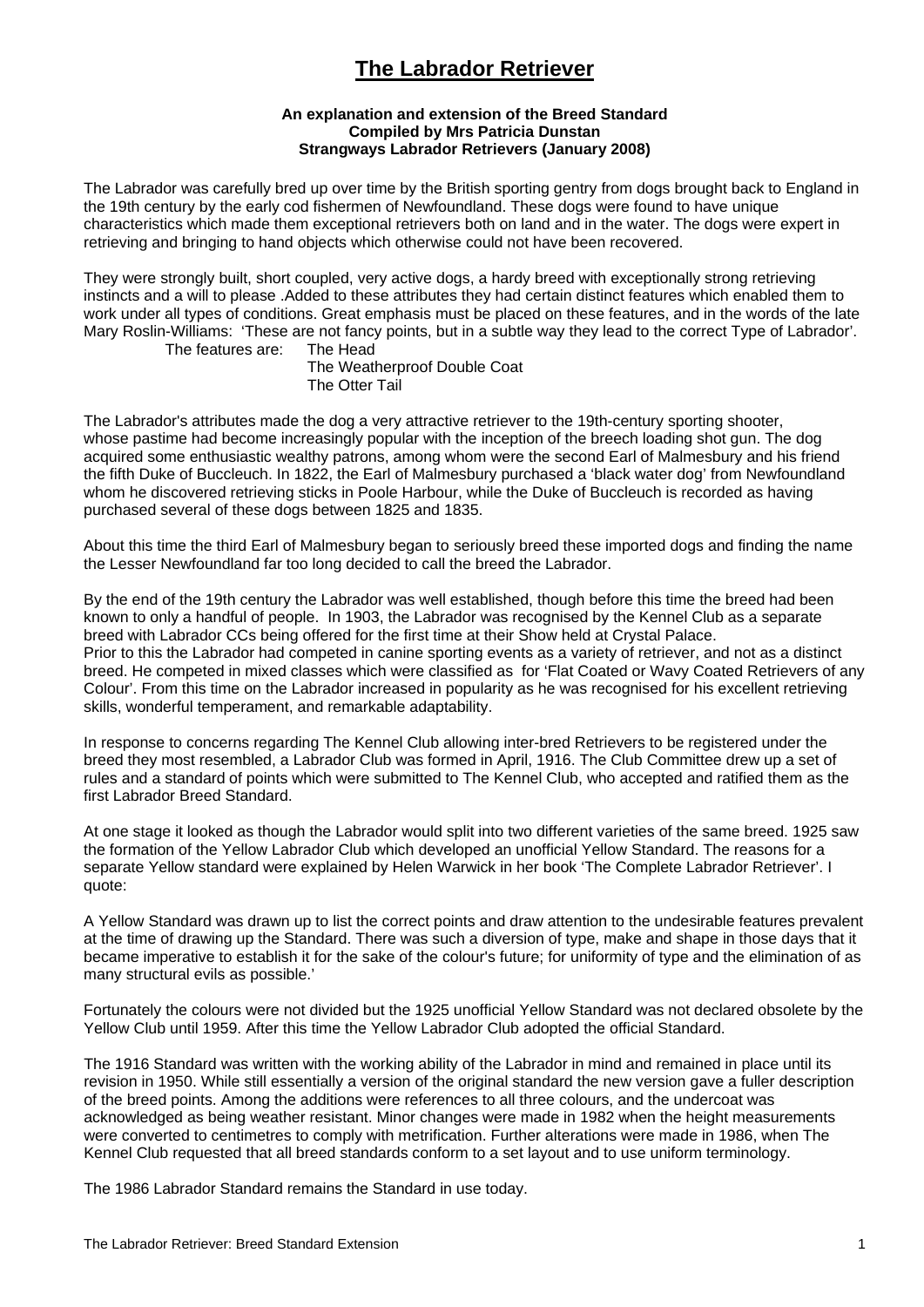# The Labrador Retriever

**An explanation and extension of the Breed Standard**
**Compiled by Mrs Patricia Dunstan**
**Strangways Labrador Retrievers (January 2008)**

The Labrador was carefully bred up over time by the British sporting gentry from dogs brought back to England in the 19th century by the early cod fishermen of Newfoundland. These dogs were found to have unique characteristics which made them exceptional retrievers both on land and in the water. The dogs were expert in retrieving and bringing to hand objects which otherwise could not have been recovered.

They were strongly built, short coupled, very active dogs, a hardy breed with exceptionally strong retrieving instincts and a will to please .Added to these attributes they had certain distinct features which enabled them to work under all types of conditions. Great emphasis must be placed on these features, and in the words of the late Mary Roslin-Williams: 'These are not fancy points, but in a subtle way they lead to the correct Type of Labrador'.

The features are:
- The Head
- The Weatherproof Double Coat
- The Otter Tail

The Labrador's attributes made the dog a very attractive retriever to the 19th-century sporting shooter, whose pastime had become increasingly popular with the inception of the breech loading shot gun. The dog acquired some enthusiastic wealthy patrons, among whom were the second Earl of Malmesbury and his friend the fifth Duke of Buccleuch. In 1822, the Earl of Malmesbury purchased a 'black water dog' from Newfoundland whom he discovered retrieving sticks in Poole Harbour, while the Duke of Buccleuch is recorded as having purchased several of these dogs between 1825 and 1835.

About this time the third Earl of Malmesbury began to seriously breed these imported dogs and finding the name the Lesser Newfoundland far too long decided to call the breed the Labrador.

By the end of the 19th century the Labrador was well established, though before this time the breed had been known to only a handful of people. In 1903, the Labrador was recognised by the Kennel Club as a separate breed with Labrador CCs being offered for the first time at their Show held at Crystal Palace.
Prior to this the Labrador had competed in canine sporting events as a variety of retriever, and not as a distinct breed. He competed in mixed classes which were classified as for 'Flat Coated or Wavy Coated Retrievers of any Colour'. From this time on the Labrador increased in popularity as he was recognised for his excellent retrieving skills, wonderful temperament, and remarkable adaptability.

In response to concerns regarding The Kennel Club allowing inter-bred Retrievers to be registered under the breed they most resembled, a Labrador Club was formed in April, 1916. The Club Committee drew up a set of rules and a standard of points which were submitted to The Kennel Club, who accepted and ratified them as the first Labrador Breed Standard.

At one stage it looked as though the Labrador would split into two different varieties of the same breed. 1925 saw the formation of the Yellow Labrador Club which developed an unofficial Yellow Standard. The reasons for a separate Yellow standard were explained by Helen Warwick in her book 'The Complete Labrador Retriever'. I quote:

A Yellow Standard was drawn up to list the correct points and draw attention to the undesirable features prevalent at the time of drawing up the Standard. There was such a diversion of type, make and shape in those days that it became imperative to establish it for the sake of the colour's future; for uniformity of type and the elimination of as many structural evils as possible.'

Fortunately the colours were not divided but the 1925 unofficial Yellow Standard was not declared obsolete by the Yellow Club until 1959. After this time the Yellow Labrador Club adopted the official Standard.

The 1916 Standard was written with the working ability of the Labrador in mind and remained in place until its revision in 1950. While still essentially a version of the original standard the new version gave a fuller description of the breed points. Among the additions were references to all three colours, and the undercoat was acknowledged as being weather resistant. Minor changes were made in 1982 when the height measurements were converted to centimetres to comply with metrification. Further alterations were made in 1986, when The Kennel Club requested that all breed standards conform to a set layout and to use uniform terminology.

The 1986 Labrador Standard remains the Standard in use today.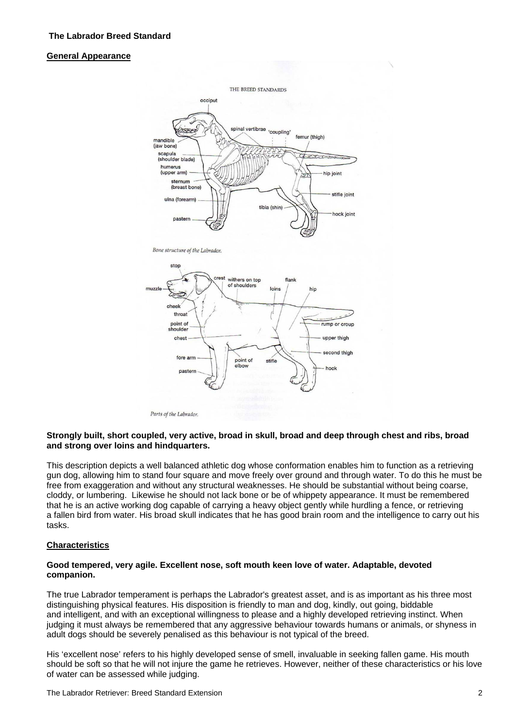**The Labrador Breed Standard**

**General Appearance**

THE BREED STANDARDS

*Bone structure of the Labrador.*

*Parts of the Labrador.*

**Strongly built, short coupled, very active, broad in skull, broad and deep through chest and ribs, broad and strong over loins and hindquarters.**

This description depicts a well balanced athletic dog whose conformation enables him to function as a retrieving gun dog, allowing him to stand four square and move freely over ground and through water. To do this he must be free from exaggeration and without any structural weaknesses. He should be substantial without being coarse, cloddy, or lumbering. Likewise he should not lack bone or be of whippety appearance. It must be remembered that he is an active working dog capable of carrying a heavy object gently while hurdling a fence, or retrieving a fallen bird from water. His broad skull indicates that he has good brain room and the intelligence to carry out his tasks.

**Characteristics**

**Good tempered, very agile. Excellent nose, soft mouth keen love of water. Adaptable, devoted companion.**

The true Labrador temperament is perhaps the Labrador's greatest asset, and is as important as his three most distinguishing physical features. His disposition is friendly to man and dog, kindly, out going, biddable and intelligent, and with an exceptional willingness to please and a highly developed retrieving instinct. When judging it must always be remembered that any aggressive behaviour towards humans or animals, or shyness in adult dogs should be severely penalised as this behaviour is not typical of the breed.

His 'excellent nose' refers to his highly developed sense of smell, invaluable in seeking fallen game. His mouth should be soft so that he will not injure the game he retrieves. However, neither of these characteristics or his love of water can be assessed while judging.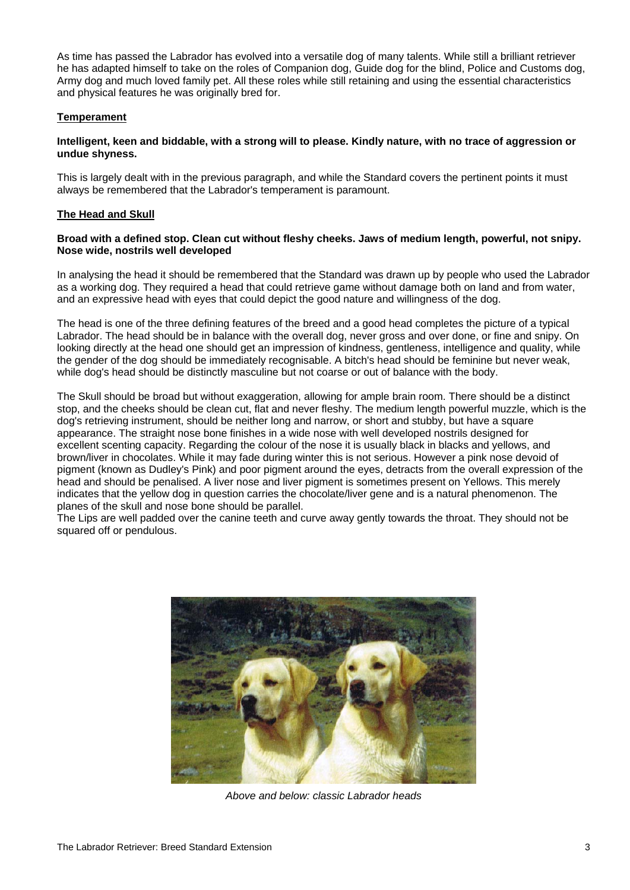As time has passed the Labrador has evolved into a versatile dog of many talents. While still a brilliant retriever he has adapted himself to take on the roles of Companion dog, Guide dog for the blind, Police and Customs dog, Army dog and much loved family pet. All these roles while still retaining and using the essential characteristics and physical features he was originally bred for.

## Temperament

**Intelligent, keen and biddable, with a strong will to please. Kindly nature, with no trace of aggression or undue shyness.**

This is largely dealt with in the previous paragraph, and while the Standard covers the pertinent points it must always be remembered that the Labrador's temperament is paramount.

## The Head and Skull

**Broad with a defined stop. Clean cut without fleshy cheeks. Jaws of medium length, powerful, not snipy. Nose wide, nostrils well developed**

In analysing the head it should be remembered that the Standard was drawn up by people who used the Labrador as a working dog. They required a head that could retrieve game without damage both on land and from water, and an expressive head with eyes that could depict the good nature and willingness of the dog.

The head is one of the three defining features of the breed and a good head completes the picture of a typical Labrador. The head should be in balance with the overall dog, never gross and over done, or fine and snipy. On looking directly at the head one should get an impression of kindness, gentleness, intelligence and quality, while the gender of the dog should be immediately recognisable. A bitch's head should be feminine but never weak, while dog's head should be distinctly masculine but not coarse or out of balance with the body.

The Skull should be broad but without exaggeration, allowing for ample brain room. There should be a distinct stop, and the cheeks should be clean cut, flat and never fleshy. The medium length powerful muzzle, which is the dog's retrieving instrument, should be neither long and narrow, or short and stubby, but have a square appearance. The straight nose bone finishes in a wide nose with well developed nostrils designed for excellent scenting capacity. Regarding the colour of the nose it is usually black in blacks and yellows, and brown/liver in chocolates. While it may fade during winter this is not serious. However a pink nose devoid of pigment (known as Dudley's Pink) and poor pigment around the eyes, detracts from the overall expression of the head and should be penalised. A liver nose and liver pigment is sometimes present on Yellows. This merely indicates that the yellow dog in question carries the chocolate/liver gene and is a natural phenomenon. The planes of the skull and nose bone should be parallel.

The Lips are well padded over the canine teeth and curve away gently towards the throat. They should not be squared off or pendulous.

*Above and below: classic Labrador heads*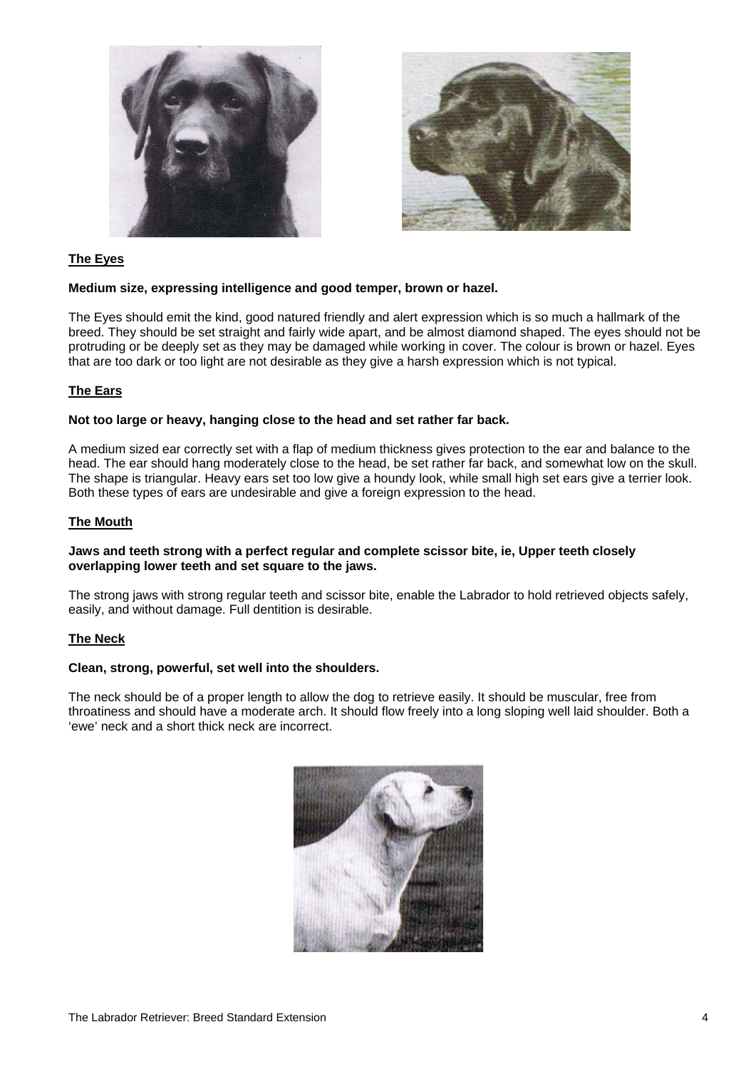## The Eyes

**Medium size, expressing intelligence and good temper, brown or hazel.**

The Eyes should emit the kind, good natured friendly and alert expression which is so much a hallmark of the breed. They should be set straight and fairly wide apart, and be almost diamond shaped. The eyes should not be protruding or be deeply set as they may be damaged while working in cover. The colour is brown or hazel. Eyes that are too dark or too light are not desirable as they give a harsh expression which is not typical.

## The Ears

**Not too large or heavy, hanging close to the head and set rather far back.**

A medium sized ear correctly set with a flap of medium thickness gives protection to the ear and balance to the head. The ear should hang moderately close to the head, be set rather far back, and somewhat low on the skull. The shape is triangular. Heavy ears set too low give a houndy look, while small high set ears give a terrier look. Both these types of ears are undesirable and give a foreign expression to the head.

## The Mouth

**Jaws and teeth strong with a perfect regular and complete scissor bite, ie, Upper teeth closely overlapping lower teeth and set square to the jaws.**

The strong jaws with strong regular teeth and scissor bite, enable the Labrador to hold retrieved objects safely, easily, and without damage. Full dentition is desirable.

## The Neck

**Clean, strong, powerful, set well into the shoulders.**

The neck should be of a proper length to allow the dog to retrieve easily. It should be muscular, free from throatiness and should have a moderate arch. It should flow freely into a long sloping well laid shoulder. Both a 'ewe' neck and a short thick neck are incorrect.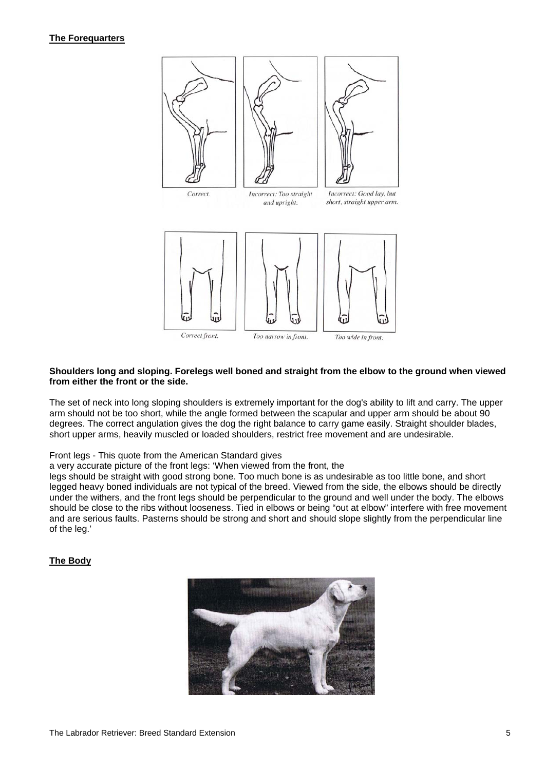## The Forequarters

Correct.

Incorrect: Too straight and upright.

Incorrect: Good lay, but short, straight upper arm.

Correct front.

Too narrow in front.

Too wide in front.

**Shoulders long and sloping. Forelegs well boned and straight from the elbow to the ground when viewed from either the front or the side.**

The set of neck into long sloping shoulders is extremely important for the dog's ability to lift and carry. The upper arm should not be too short, while the angle formed between the scapular and upper arm should be about 90 degrees. The correct angulation gives the dog the right balance to carry game easily. Straight shoulder blades, short upper arms, heavily muscled or loaded shoulders, restrict free movement and are undesirable.

Front legs - This quote from the American Standard gives a very accurate picture of the front legs: 'When viewed from the front, the legs should be straight with good strong bone. Too much bone is as undesirable as too little bone, and short legged heavy boned individuals are not typical of the breed. Viewed from the side, the elbows should be directly under the withers, and the front legs should be perpendicular to the ground and well under the body. The elbows should be close to the ribs without looseness. Tied in elbows or being "out at elbow" interfere with free movement and are serious faults. Pasterns should be strong and short and should slope slightly from the perpendicular line of the leg.'

## The Body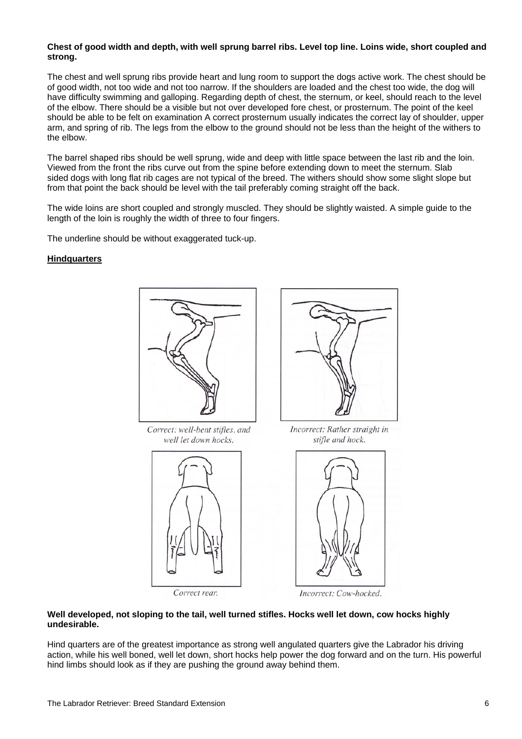**Chest of good width and depth, with well sprung barrel ribs. Level top line. Loins wide, short coupled and strong.**

The chest and well sprung ribs provide heart and lung room to support the dogs active work. The chest should be of good width, not too wide and not too narrow. If the shoulders are loaded and the chest too wide, the dog will have difficulty swimming and galloping. Regarding depth of chest, the sternum, or keel, should reach to the level of the elbow. There should be a visible but not over developed fore chest, or prosternum. The point of the keel should be able to be felt on examination A correct prosternum usually indicates the correct lay of shoulder, upper arm, and spring of rib. The legs from the elbow to the ground should not be less than the height of the withers to the elbow.

The barrel shaped ribs should be well sprung, wide and deep with little space between the last rib and the loin. Viewed from the front the ribs curve out from the spine before extending down to meet the sternum. Slab sided dogs with long flat rib cages are not typical of the breed. The withers should show some slight slope but from that point the back should be level with the tail preferably coming straight off the back.

The wide loins are short coupled and strongly muscled. They should be slightly waisted. A simple guide to the length of the loin is roughly the width of three to four fingers.

The underline should be without exaggerated tuck-up.

## Hindquarters

*Correct: well-bent stifles, and well let down hocks.*

*Incorrect: Rather straight in stifle and hock.*

*Correct rear.*

*Incorrect: Cow-hocked.*

**Well developed, not sloping to the tail, well turned stifles. Hocks well let down, cow hocks highly undesirable.**

Hind quarters are of the greatest importance as strong well angulated quarters give the Labrador his driving action, while his well boned, well let down, short hocks help power the dog forward and on the turn. His powerful hind limbs should look as if they are pushing the ground away behind them.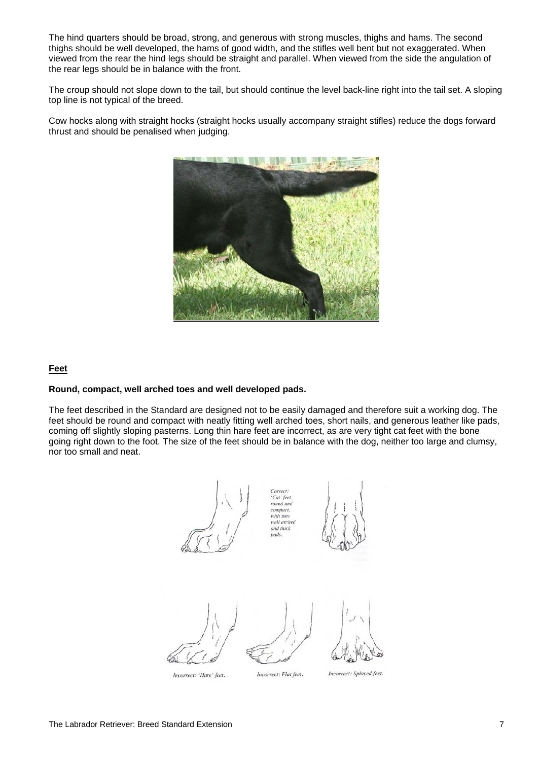The hind quarters should be broad, strong, and generous with strong muscles, thighs and hams. The second thighs should be well developed, the hams of good width, and the stifles well bent but not exaggerated. When viewed from the rear the hind legs should be straight and parallel. When viewed from the side the angulation of the rear legs should be in balance with the front.

The croup should not slope down to the tail, but should continue the level back-line right into the tail set. A sloping top line is not typical of the breed.

Cow hocks along with straight hocks (straight hocks usually accompany straight stifles) reduce the dogs forward thrust and should be penalised when judging.

## Feet

**Round, compact, well arched toes and well developed pads.**

The feet described in the Standard are designed not to be easily damaged and therefore suit a working dog. The feet should be round and compact with neatly fitting well arched toes, short nails, and generous leather like pads, coming off slightly sloping pasterns. Long thin hare feet are incorrect, as are very tight cat feet with the bone going right down to the foot. The size of the feet should be in balance with the dog, neither too large and clumsy, nor too small and neat.

Correct: 'Cat' feet, round and compact, with toes well arched and thick pads.

Incorrect: 'Hare' feet.

Incorrect: Flat feet.

Incorrect: Splayed feet.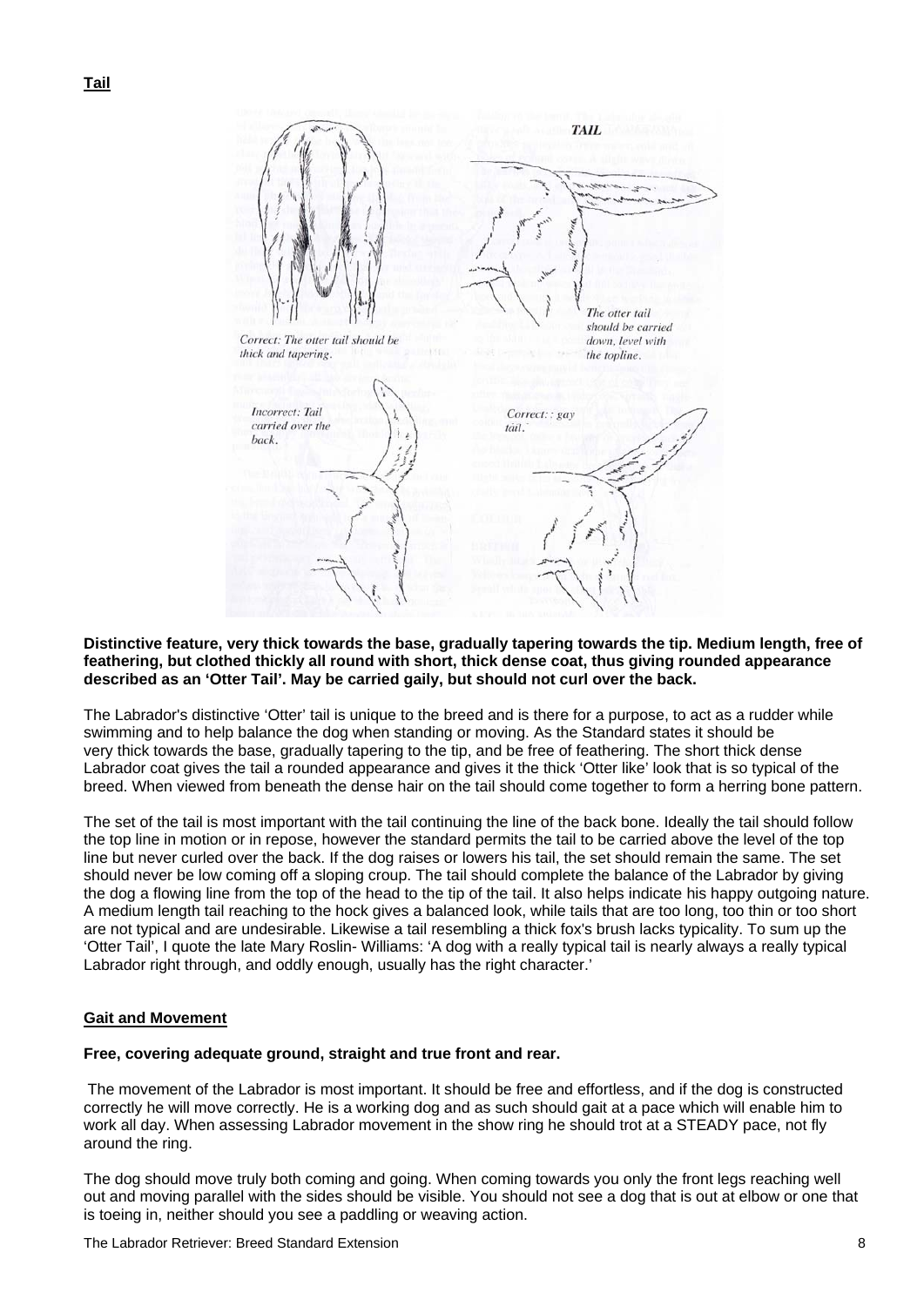**Tail**

**Distinctive feature, very thick towards the base, gradually tapering towards the tip. Medium length, free of feathering, but clothed thickly all round with short, thick dense coat, thus giving rounded appearance described as an 'Otter Tail'. May be carried gaily, but should not curl over the back.**

The Labrador's distinctive 'Otter' tail is unique to the breed and is there for a purpose, to act as a rudder while swimming and to help balance the dog when standing or moving. As the Standard states it should be very thick towards the base, gradually tapering to the tip, and be free of feathering. The short thick dense Labrador coat gives the tail a rounded appearance and gives it the thick 'Otter like' look that is so typical of the breed. When viewed from beneath the dense hair on the tail should come together to form a herring bone pattern.

The set of the tail is most important with the tail continuing the line of the back bone. Ideally the tail should follow the top line in motion or in repose, however the standard permits the tail to be carried above the level of the top line but never curled over the back. If the dog raises or lowers his tail, the set should remain the same. The set should never be low coming off a sloping croup. The tail should complete the balance of the Labrador by giving the dog a flowing line from the top of the head to the tip of the tail. It also helps indicate his happy outgoing nature. A medium length tail reaching to the hock gives a balanced look, while tails that are too long, too thin or too short are not typical and are undesirable. Likewise a tail resembling a thick fox's brush lacks typicality. To sum up the 'Otter Tail', I quote the late Mary Roslin- Williams: 'A dog with a really typical tail is nearly always a really typical Labrador right through, and oddly enough, usually has the right character.'

**Gait and Movement**

**Free, covering adequate ground, straight and true front and rear.**

The movement of the Labrador is most important. It should be free and effortless, and if the dog is constructed correctly he will move correctly. He is a working dog and as such should gait at a pace which will enable him to work all day. When assessing Labrador movement in the show ring he should trot at a STEADY pace, not fly around the ring.

The dog should move truly both coming and going. When coming towards you only the front legs reaching well out and moving parallel with the sides should be visible. You should not see a dog that is out at elbow or one that is toeing in, neither should you see a paddling or weaving action.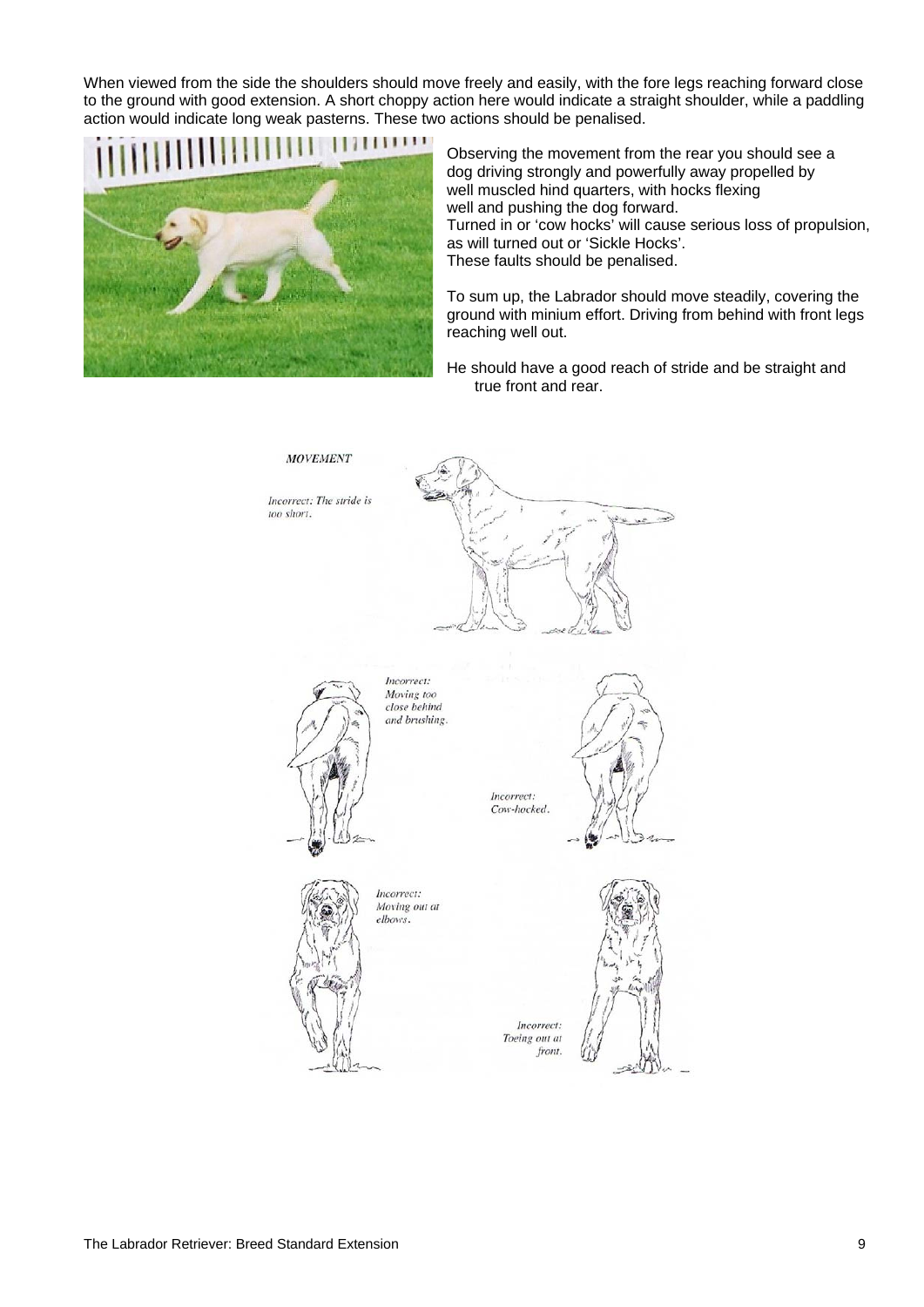When viewed from the side the shoulders should move freely and easily, with the fore legs reaching forward close to the ground with good extension. A short choppy action here would indicate a straight shoulder, while a paddling action would indicate long weak pasterns. These two actions should be penalised.

Observing the movement from the rear you should see a dog driving strongly and powerfully away propelled by well muscled hind quarters, with hocks flexing well and pushing the dog forward.
Turned in or 'cow hocks' will cause serious loss of propulsion, as will turned out or 'Sickle Hocks'.
These faults should be penalised.

To sum up, the Labrador should move steadily, covering the ground with minium effort. Driving from behind with front legs reaching well out.

He should have a good reach of stride and be straight and true front and rear.

*MOVEMENT*

*Incorrect: The stride is too short.*

*Incorrect: Moving too close behind and brushing.*

*Incorrect: Cow-hocked.*

*Incorrect: Moving out at elbows.*

*Incorrect: Toeing out at front.*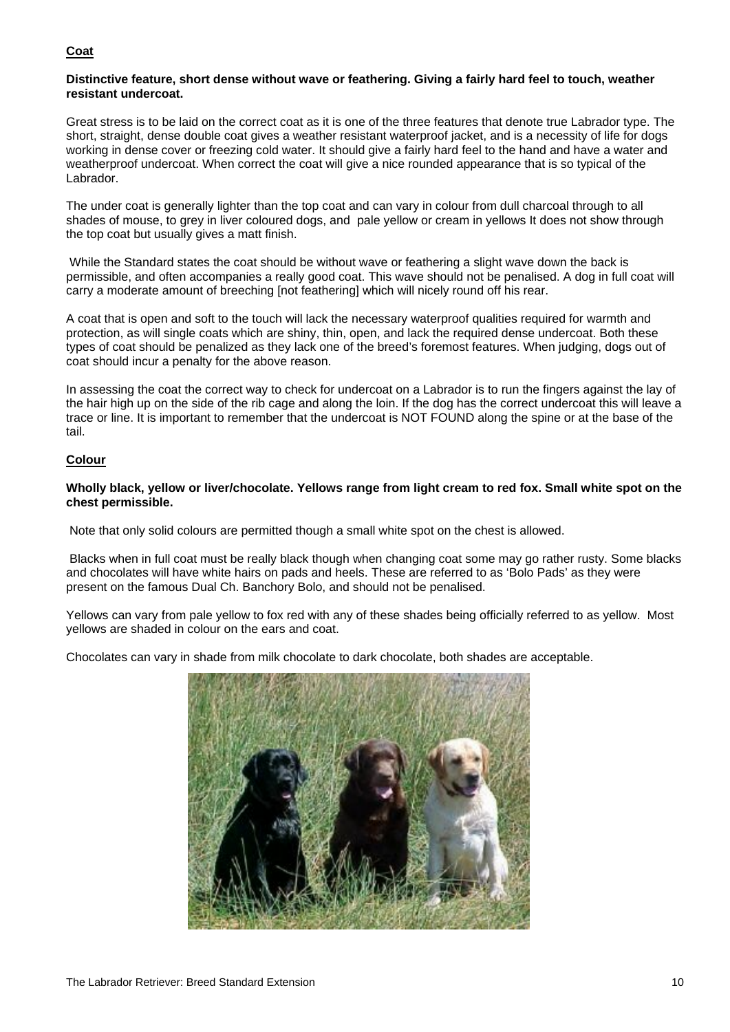**Coat**

**Distinctive feature, short dense without wave or feathering. Giving a fairly hard feel to touch, weather resistant undercoat.**

Great stress is to be laid on the correct coat as it is one of the three features that denote true Labrador type. The short, straight, dense double coat gives a weather resistant waterproof jacket, and is a necessity of life for dogs working in dense cover or freezing cold water. It should give a fairly hard feel to the hand and have a water and weatherproof undercoat. When correct the coat will give a nice rounded appearance that is so typical of the Labrador.

The under coat is generally lighter than the top coat and can vary in colour from dull charcoal through to all shades of mouse, to grey in liver coloured dogs, and pale yellow or cream in yellows It does not show through the top coat but usually gives a matt finish.

While the Standard states the coat should be without wave or feathering a slight wave down the back is permissible, and often accompanies a really good coat. This wave should not be penalised. A dog in full coat will carry a moderate amount of breeching [not feathering] which will nicely round off his rear.

A coat that is open and soft to the touch will lack the necessary waterproof qualities required for warmth and protection, as will single coats which are shiny, thin, open, and lack the required dense undercoat. Both these types of coat should be penalized as they lack one of the breed's foremost features. When judging, dogs out of coat should incur a penalty for the above reason.

In assessing the coat the correct way to check for undercoat on a Labrador is to run the fingers against the lay of the hair high up on the side of the rib cage and along the loin. If the dog has the correct undercoat this will leave a trace or line. It is important to remember that the undercoat is NOT FOUND along the spine or at the base of the tail.

**Colour**

**Wholly black, yellow or liver/chocolate. Yellows range from light cream to red fox. Small white spot on the chest permissible.**

Note that only solid colours are permitted though a small white spot on the chest is allowed.

Blacks when in full coat must be really black though when changing coat some may go rather rusty. Some blacks and chocolates will have white hairs on pads and heels. These are referred to as 'Bolo Pads' as they were present on the famous Dual Ch. Banchory Bolo, and should not be penalised.

Yellows can vary from pale yellow to fox red with any of these shades being officially referred to as yellow. Most yellows are shaded in colour on the ears and coat.

Chocolates can vary in shade from milk chocolate to dark chocolate, both shades are acceptable.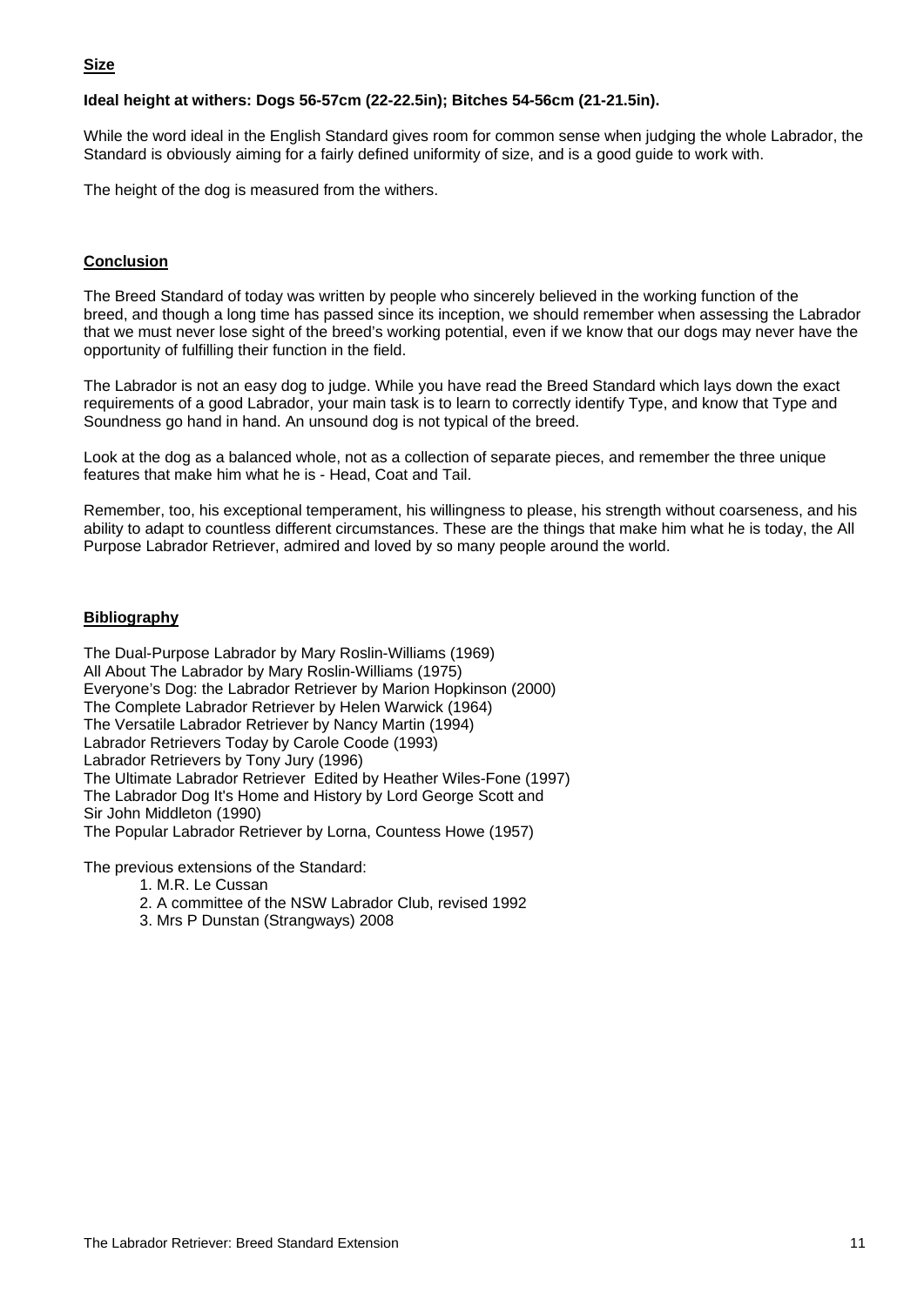## Size

**Ideal height at withers: Dogs 56-57cm (22-22.5in); Bitches 54-56cm (21-21.5in).**

While the word ideal in the English Standard gives room for common sense when judging the whole Labrador, the Standard is obviously aiming for a fairly defined uniformity of size, and is a good guide to work with.

The height of the dog is measured from the withers.

## Conclusion

The Breed Standard of today was written by people who sincerely believed in the working function of the breed, and though a long time has passed since its inception, we should remember when assessing the Labrador that we must never lose sight of the breed's working potential, even if we know that our dogs may never have the opportunity of fulfilling their function in the field.

The Labrador is not an easy dog to judge. While you have read the Breed Standard which lays down the exact requirements of a good Labrador, your main task is to learn to correctly identify Type, and know that Type and Soundness go hand in hand. An unsound dog is not typical of the breed.

Look at the dog as a balanced whole, not as a collection of separate pieces, and remember the three unique features that make him what he is - Head, Coat and Tail.

Remember, too, his exceptional temperament, his willingness to please, his strength without coarseness, and his ability to adapt to countless different circumstances. These are the things that make him what he is today, the All Purpose Labrador Retriever, admired and loved by so many people around the world.

## Bibliography

The Dual-Purpose Labrador by Mary Roslin-Williams (1969)
All About The Labrador by Mary Roslin-Williams (1975)
Everyone's Dog: the Labrador Retriever by Marion Hopkinson (2000)
The Complete Labrador Retriever by Helen Warwick (1964)
The Versatile Labrador Retriever by Nancy Martin (1994)
Labrador Retrievers Today by Carole Coode (1993)
Labrador Retrievers by Tony Jury (1996)
The Ultimate Labrador Retriever Edited by Heather Wiles-Fone (1997)
The Labrador Dog It's Home and History by Lord George Scott and
Sir John Middleton (1990)
The Popular Labrador Retriever by Lorna, Countess Howe (1957)

The previous extensions of the Standard:

1. M.R. Le Cussan
2. A committee of the NSW Labrador Club, revised 1992
3. Mrs P Dunstan (Strangways) 2008